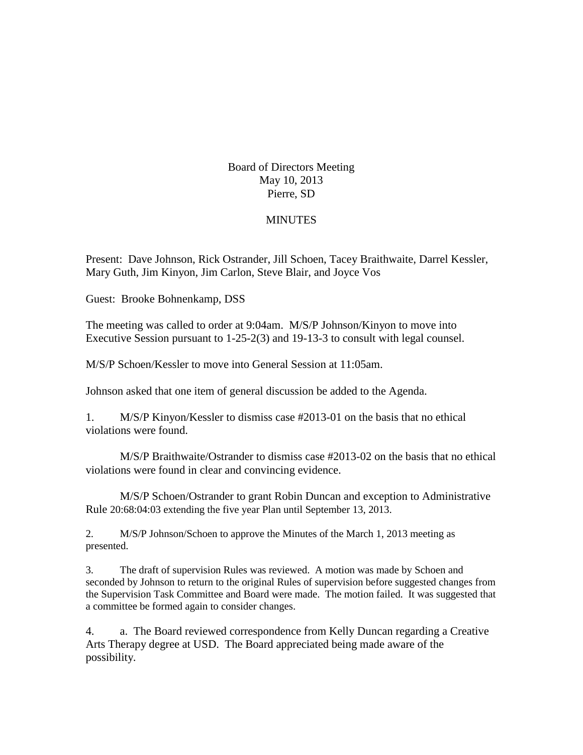Board of Directors Meeting
May 10, 2013
Pierre, SD

MINUTES

Present: Dave Johnson, Rick Ostrander, Jill Schoen, Tacey Braithwaite, Darrel Kessler, Mary Guth, Jim Kinyon, Jim Carlon, Steve Blair, and Joyce Vos

Guest: Brooke Bohnenkamp, DSS

The meeting was called to order at 9:04am. M/S/P Johnson/Kinyon to move into Executive Session pursuant to 1-25-2(3) and 19-13-3 to consult with legal counsel.

M/S/P Schoen/Kessler to move into General Session at 11:05am.

Johnson asked that one item of general discussion be added to the Agenda.

1. M/S/P Kinyon/Kessler to dismiss case #2013-01 on the basis that no ethical violations were found.

   M/S/P Braithwaite/Ostrander to dismiss case #2013-02 on the basis that no ethical violations were found in clear and convincing evidence.

   M/S/P Schoen/Ostrander to grant Robin Duncan and exception to Administrative Rule 20:68:04:03 extending the five year Plan until September 13, 2013.

2. M/S/P Johnson/Schoen to approve the Minutes of the March 1, 2013 meeting as presented.

3. The draft of supervision Rules was reviewed. A motion was made by Schoen and seconded by Johnson to return to the original Rules of supervision before suggested changes from the Supervision Task Committee and Board were made. The motion failed. It was suggested that a committee be formed again to consider changes.

4. a. The Board reviewed correspondence from Kelly Duncan regarding a Creative Arts Therapy degree at USD. The Board appreciated being made aware of the possibility.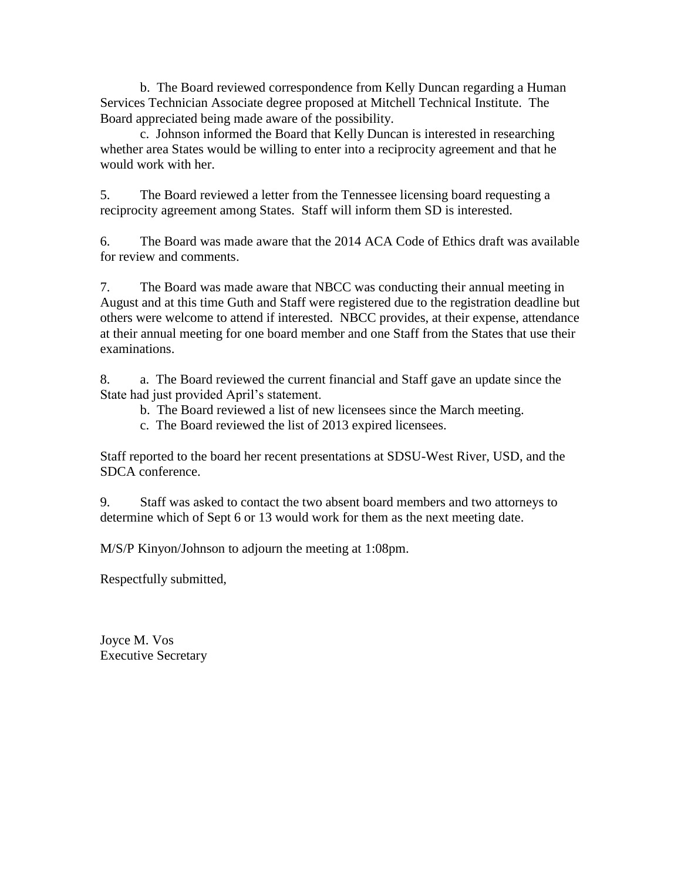b. The Board reviewed correspondence from Kelly Duncan regarding a Human Services Technician Associate degree proposed at Mitchell Technical Institute. The Board appreciated being made aware of the possibility.

c. Johnson informed the Board that Kelly Duncan is interested in researching whether area States would be willing to enter into a reciprocity agreement and that he would work with her.

5. The Board reviewed a letter from the Tennessee licensing board requesting a reciprocity agreement among States. Staff will inform them SD is interested.

6. The Board was made aware that the 2014 ACA Code of Ethics draft was available for review and comments.

7. The Board was made aware that NBCC was conducting their annual meeting in August and at this time Guth and Staff were registered due to the registration deadline but others were welcome to attend if interested. NBCC provides, at their expense, attendance at their annual meeting for one board member and one Staff from the States that use their examinations.

8. a. The Board reviewed the current financial and Staff gave an update since the State had just provided April's statement.

b. The Board reviewed a list of new licensees since the March meeting.

c. The Board reviewed the list of 2013 expired licensees.

Staff reported to the board her recent presentations at SDSU-West River, USD, and the SDCA conference.

9. Staff was asked to contact the two absent board members and two attorneys to determine which of Sept 6 or 13 would work for them as the next meeting date.

M/S/P Kinyon/Johnson to adjourn the meeting at 1:08pm.

Respectfully submitted,

Joyce M. Vos
Executive Secretary